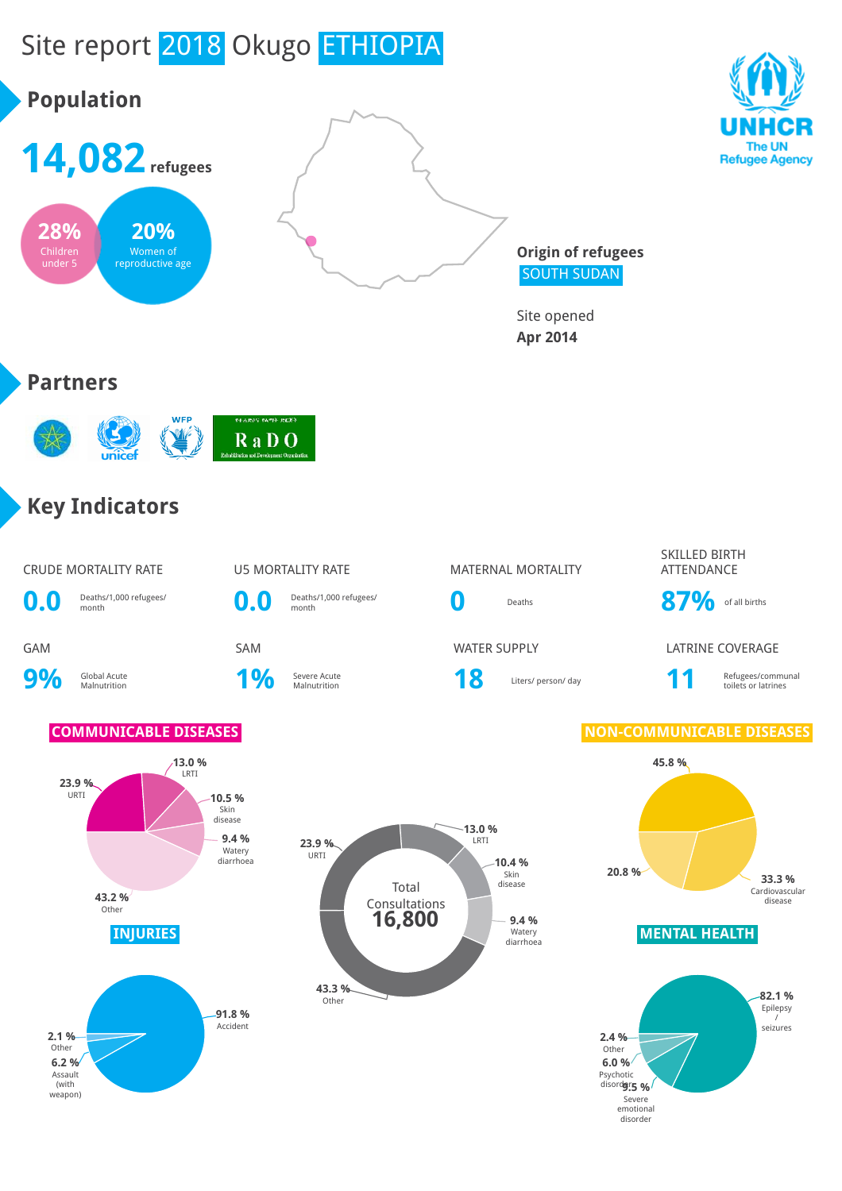# Site report 2018 Okugo ETHIOPIA

## Population

**14,082** refugees

**28%** Children under 5

**20%** Women of reproductive age

**Origin of refugees**
SOUTH SUDAN

Site opened
**Apr 2014**

UNHCR
The UN Refugee Agency

## Partners

WFP, unicef, RaDO (Rehabilitation and Development Organization)

## Key Indicators

| CRUDE MORTALITY RATE | U5 MORTALITY RATE | MATERNAL MORTALITY | SKILLED BIRTH ATTENDANCE |
|---|---|---|---|
| **0.0** Deaths/1,000 refugees/ month | **0.0** Deaths/1,000 refugees/ month | **0** Deaths | **87%** of all births |

| GAM | SAM | WATER SUPPLY | LATRINE COVERAGE |
|---|---|---|---|
| **9%** Global Acute Malnutrition | **1%** Severe Acute Malnutrition | **18** Liters/ person/ day | **11** Refugees/communal toilets or latrines |

### COMMUNICABLE DISEASES

- 23.9 % URTI
- 13.0 % LRTI
- 10.5 % Skin disease
- 9.4 % Watery diarrhoea
- 43.2 % Other

### Total Consultations 16,800

- 23.9 % URTI
- 13.0 % LRTI
- 10.4 % Skin disease
- 9.4 % Watery diarrhoea
- 43.3 % Other

### NON-COMMUNICABLE DISEASES

- 45.8 %
- 33.3 % Cardiovascular disease
- 20.8 %

### INJURIES

- 91.8 % Accident
- 6.2 % Assault (with weapon)
- 2.1 % Other

### MENTAL HEALTH

- 82.1 % Epilepsy / seizures
- 9.5 % Severe emotional disorder
- 6.0 % Psychotic disorder
- 2.4 % Other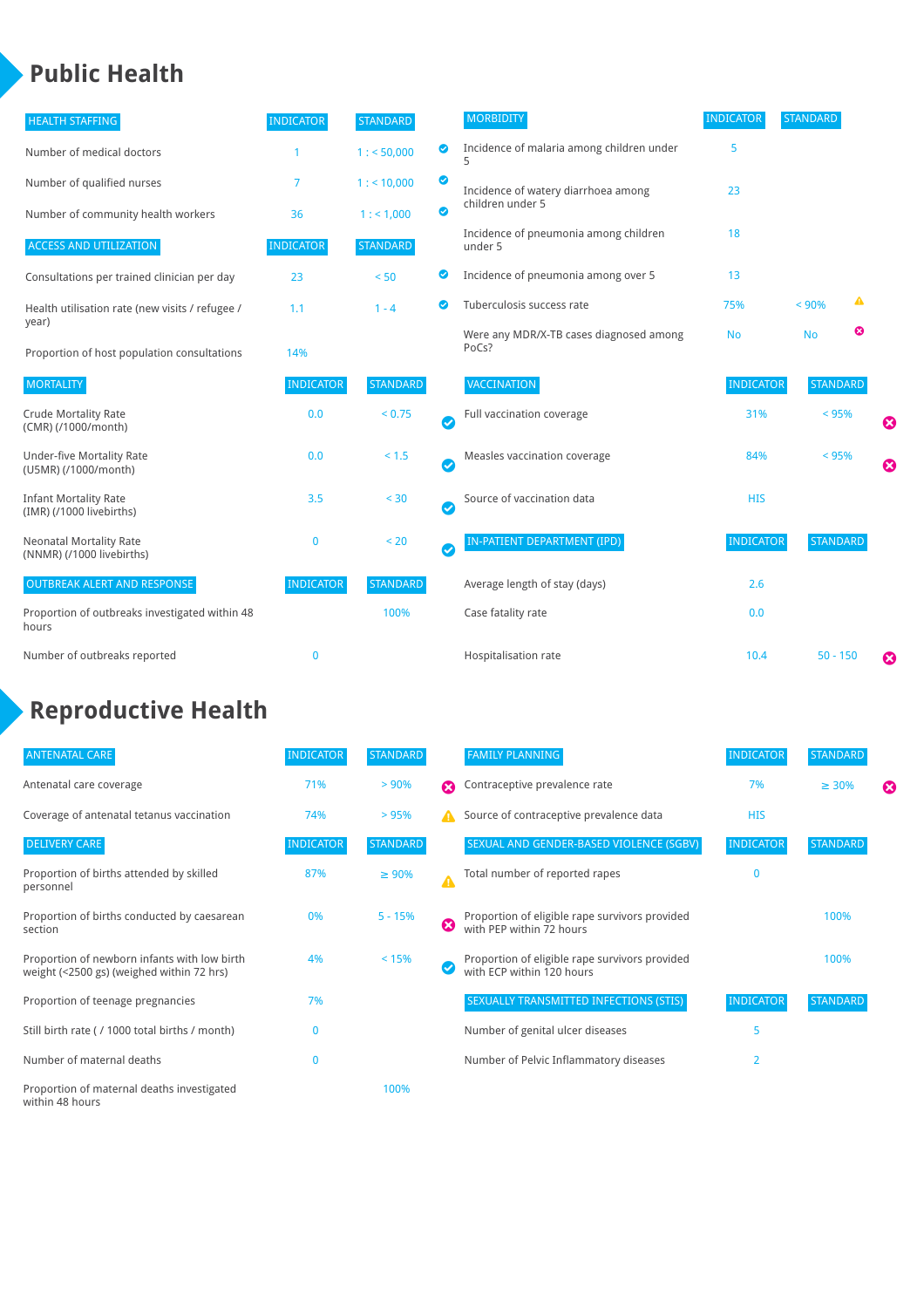# Public Health

| HEALTH STAFFING | INDICATOR | STANDARD | |
|---|---|---|---|
| Number of medical doctors | 1 | 1 : < 50,000 | ✔ |
| Number of qualified nurses | 7 | 1 : < 10,000 | ✔ |
| Number of community health workers | 36 | 1 : < 1,000 | ✔ |

| ACCESS AND UTILIZATION | INDICATOR | STANDARD | |
|---|---|---|---|
| Consultations per trained clinician per day | 23 | < 50 | ✔ |
| Health utilisation rate (new visits / refugee / year) | 1.1 | 1 - 4 | ✔ |
| Proportion of host population consultations | 14% | | |

| MORTALITY | INDICATOR | STANDARD | |
|---|---|---|---|
| Crude Mortality Rate (CMR) (/1000/month) | 0.0 | < 0.75 | ✔ |
| Under-five Mortality Rate (U5MR) (/1000/month) | 0.0 | < 1.5 | ✔ |
| Infant Mortality Rate (IMR) (/1000 livebirths) | 3.5 | < 30 | ✔ |
| Neonatal Mortality Rate (NNMR) (/1000 livebirths) | 0 | < 20 | ✔ |

| OUTBREAK ALERT AND RESPONSE | INDICATOR | STANDARD |
|---|---|---|
| Proportion of outbreaks investigated within 48 hours | | 100% |
| Number of outbreaks reported | 0 | |

| MORBIDITY | INDICATOR | STANDARD | |
|---|---|---|---|
| Incidence of malaria among children under 5 | 5 | | |
| Incidence of watery diarrhoea among children under 5 | 23 | | |
| Incidence of pneumonia among children under 5 | 18 | | |
| Incidence of pneumonia among over 5 | 13 | | |
| Tuberculosis success rate | 75% | < 90% | ⚠ |
| Were any MDR/X-TB cases diagnosed among PoCs? | No | No | ✖ |

| VACCINATION | INDICATOR | STANDARD | |
|---|---|---|---|
| Full vaccination coverage | 31% | < 95% | ✖ |
| Measles vaccination coverage | 84% | < 95% | ✖ |
| Source of vaccination data | HIS | | |

| IN-PATIENT DEPARTMENT (IPD) | INDICATOR | STANDARD | |
|---|---|---|---|
| Average length of stay (days) | 2.6 | | |
| Case fatality rate | 0.0 | | |
| Hospitalisation rate | 10.4 | 50 - 150 | ✖ |

# Reproductive Health

| ANTENATAL CARE | INDICATOR | STANDARD | |
|---|---|---|---|
| Antenatal care coverage | 71% | > 90% | ✖ |
| Coverage of antenatal tetanus vaccination | 74% | > 95% | ⚠ |

| DELIVERY CARE | INDICATOR | STANDARD | |
|---|---|---|---|
| Proportion of births attended by skilled personnel | 87% | ≥ 90% | ⚠ |
| Proportion of births conducted by caesarean section | 0% | 5 - 15% | ✖ |
| Proportion of newborn infants with low birth weight (<2500 gs) (weighed within 72 hrs) | 4% | < 15% | ✔ |
| Proportion of teenage pregnancies | 7% | | |
| Still birth rate ( / 1000 total births / month) | 0 | | |
| Number of maternal deaths | 0 | | |
| Proportion of maternal deaths investigated within 48 hours | | 100% | |

| FAMILY PLANNING | INDICATOR | STANDARD | |
|---|---|---|---|
| Contraceptive prevalence rate | 7% | ≥ 30% | ✖ |
| Source of contraceptive prevalence data | HIS | | |

| SEXUAL AND GENDER-BASED VIOLENCE (SGBV) | INDICATOR | STANDARD |
|---|---|---|
| Total number of reported rapes | 0 | |
| Proportion of eligible rape survivors provided with PEP within 72 hours | | 100% |
| Proportion of eligible rape survivors provided with ECP within 120 hours | | 100% |

| SEXUALLY TRANSMITTED INFECTIONS (STIS) | INDICATOR | STANDARD |
|---|---|---|
| Number of genital ulcer diseases | 5 | |
| Number of Pelvic Inflammatory diseases | 2 | |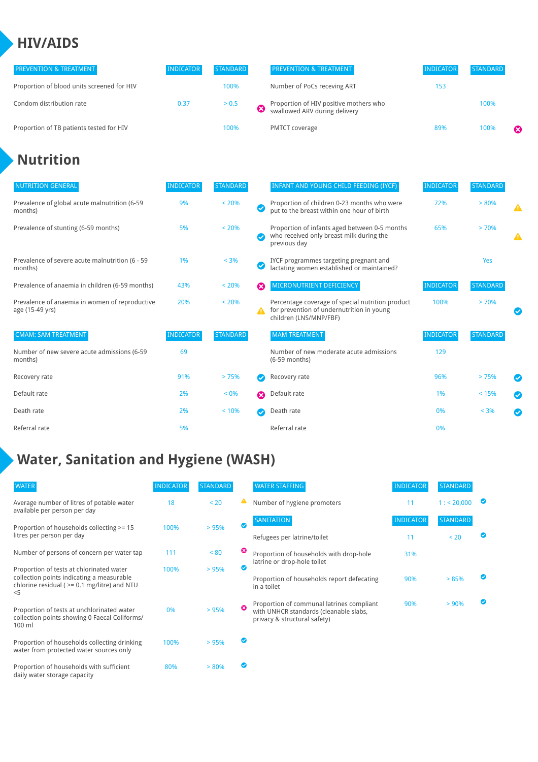# HIV/AIDS

| PREVENTION & TREATMENT | INDICATOR | STANDARD | |
|---|---|---|---|
| Proportion of blood units screened for HIV | | 100% | |
| Condom distribution rate | 0.37 | > 0.5 | ✖ |
| Proportion of TB patients tested for HIV | | 100% | |

| PREVENTION & TREATMENT | INDICATOR | STANDARD | |
|---|---|---|---|
| Number of PoCs receving ART | 153 | | |
| Proportion of HIV positive mothers who swallowed ARV during delivery | | 100% | |
| PMTCT coverage | 89% | 100% | ✖ |

# Nutrition

| NUTRITION GENERAL | INDICATOR | STANDARD | |
|---|---|---|---|
| Prevalence of global acute malnutrition (6-59 months) | 9% | < 20% | ✔ |
| Prevalence of stunting (6-59 months) | 5% | < 20% | ✔ |
| Prevalence of severe acute malnutrition (6 - 59 months) | 1% | < 3% | ✔ |
| Prevalence of anaemia in children (6-59 months) | 43% | < 20% | ✖ |
| Prevalence of anaemia in women of reproductive age (15-49 yrs) | 20% | < 20% | ⚠ |

| INFANT AND YOUNG CHILD FEEDING (IYCF) | INDICATOR | STANDARD | |
|---|---|---|---|
| Proportion of children 0-23 months who were put to the breast within one hour of birth | 72% | > 80% | ⚠ |
| Proportion of infants aged between 0-5 months who received only breast milk during the previous day | 65% | > 70% | ⚠ |
| IYCF programmes targeting pregnant and lactating women established or maintained? | | Yes | |

| MICRONUTRIENT DEFICIENCY | INDICATOR | STANDARD | |
|---|---|---|---|
| Percentage coverage of special nutrition product for prevention of undernutrition in young children (LNS/MNP/FBF) | 100% | > 70% | ✔ |

| CMAM: SAM TREATMENT | INDICATOR | STANDARD | |
|---|---|---|---|
| Number of new severe acute admissions (6-59 months) | 69 | | |
| Recovery rate | 91% | > 75% | ✔ |
| Default rate | 2% | < 0% | ✖ |
| Death rate | 2% | < 10% | ✔ |
| Referral rate | 5% | | |

| MAM TREATMENT | INDICATOR | STANDARD | |
|---|---|---|---|
| Number of new moderate acute admissions (6-59 months) | 129 | | |
| Recovery rate | 96% | > 75% | ✔ |
| Default rate | 1% | < 15% | ✔ |
| Death rate | 0% | < 3% | ✔ |
| Referral rate | 0% | | |

# Water, Sanitation and Hygiene (WASH)

| WATER | INDICATOR | STANDARD | |
|---|---|---|---|
| Average number of litres of potable water available per person per day | 18 | < 20 | ⚠ |
| Proportion of households collecting >= 15 litres per person per day | 100% | > 95% | ✔ |
| Number of persons of concern per water tap | 111 | < 80 | ✖ |
| Proportion of tests at chlorinated water collection points indicating a measurable chlorine residual ( >= 0.1 mg/litre) and NTU <5 | 100% | > 95% | ✔ |
| Proportion of tests at unchlorinated water collection points showing 0 Faecal Coliforms/ 100 ml | 0% | > 95% | ✖ |
| Proportion of households collecting drinking water from protected water sources only | 100% | > 95% | ✔ |
| Proportion of households with sufficient daily water storage capacity | 80% | > 80% | ✔ |

| WATER STAFFING | INDICATOR | STANDARD | |
|---|---|---|---|
| Number of hygiene promoters | 11 | 1 : < 20,000 | ✔ |

| SANITATION | INDICATOR | STANDARD | |
|---|---|---|---|
| Refugees per latrine/toilet | 11 | < 20 | ✔ |
| Proportion of households with drop-hole latrine or drop-hole toilet | 31% | | |
| Proportion of households report defecating in a toilet | 90% | > 85% | ✔ |
| Proportion of communal latrines compliant with UNHCR standards (cleanable slabs, privacy & structural safety) | 90% | > 90% | ✔ |